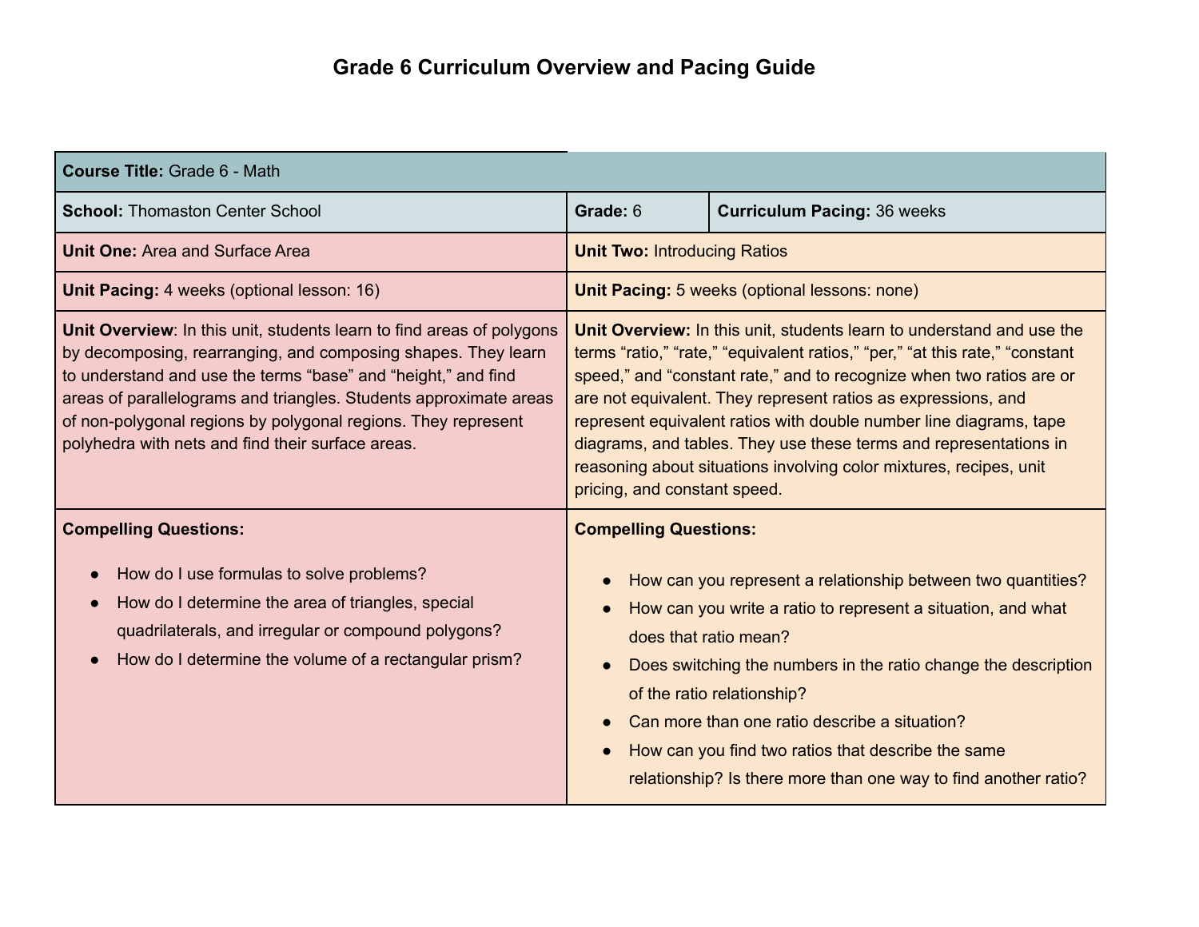# Grade 6 Curriculum Overview and Pacing Guide

| **Course Title:** Grade 6 - Math | | |
|---|---|---|
| **School:** Thomaston Center School | **Grade:** 6 | **Curriculum Pacing:** 36 weeks |

| **Unit One:** Area and Surface Area | **Unit Two:** Introducing Ratios |
|---|---|
| **Unit Pacing:** 4 weeks (optional lesson: 16) | **Unit Pacing:** 5 weeks (optional lessons: none) |
| **Unit Overview**: In this unit, students learn to find areas of polygons by decomposing, rearranging, and composing shapes. They learn to understand and use the terms "base" and "height," and find areas of parallelograms and triangles. Students approximate areas of non-polygonal regions by polygonal regions. They represent polyhedra with nets and find their surface areas. | **Unit Overview:** In this unit, students learn to understand and use the terms "ratio," "rate," "equivalent ratios," "per," "at this rate," "constant speed," and "constant rate," and to recognize when two ratios are or are not equivalent. They represent ratios as expressions, and represent equivalent ratios with double number line diagrams, tape diagrams, and tables. They use these terms and representations in reasoning about situations involving color mixtures, recipes, unit pricing, and constant speed. |
| **Compelling Questions:**<br>• How do I use formulas to solve problems?<br>• How do I determine the area of triangles, special quadrilaterals, and irregular or compound polygons?<br>• How do I determine the volume of a rectangular prism? | **Compelling Questions:**<br>• How can you represent a relationship between two quantities?<br>• How can you write a ratio to represent a situation, and what does that ratio mean?<br>• Does switching the numbers in the ratio change the description of the ratio relationship?<br>• Can more than one ratio describe a situation?<br>• How can you find two ratios that describe the same relationship? Is there more than one way to find another ratio? |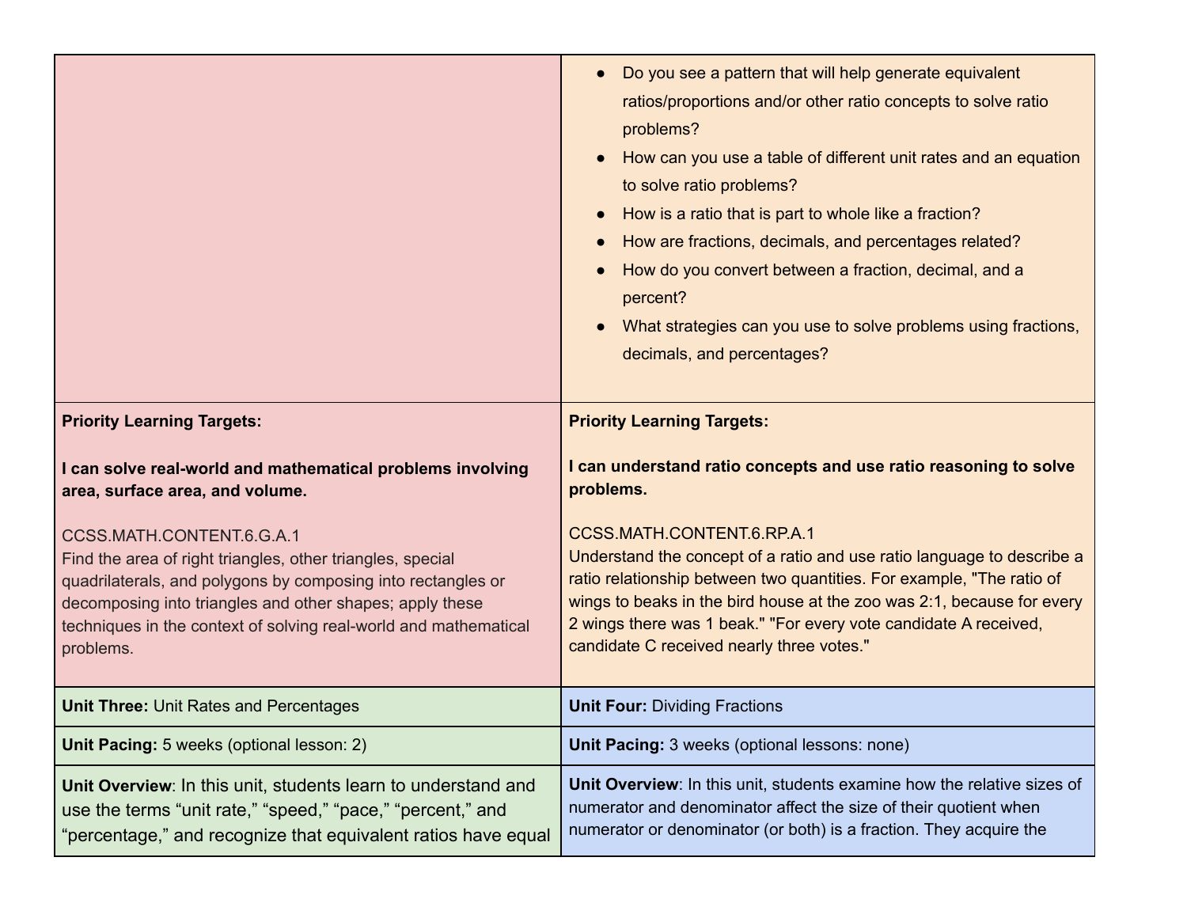| | |
|---|---|
| | <ul><li>Do you see a pattern that will help generate equivalent ratios/proportions and/or other ratio concepts to solve ratio problems?</li><li>How can you use a table of different unit rates and an equation to solve ratio problems?</li><li>How is a ratio that is part to whole like a fraction?</li><li>How are fractions, decimals, and percentages related?</li><li>How do you convert between a fraction, decimal, and a percent?</li><li>What strategies can you use to solve problems using fractions, decimals, and percentages?</li></ul> |
| **Priority Learning Targets:**<br><br>**I can solve real-world and mathematical problems involving area, surface area, and volume.**<br><br>CCSS.MATH.CONTENT.6.G.A.1<br>Find the area of right triangles, other triangles, special quadrilaterals, and polygons by composing into rectangles or decomposing into triangles and other shapes; apply these techniques in the context of solving real-world and mathematical problems. | **Priority Learning Targets:**<br><br>**I can understand ratio concepts and use ratio reasoning to solve problems.**<br><br>CCSS.MATH.CONTENT.6.RP.A.1<br>Understand the concept of a ratio and use ratio language to describe a ratio relationship between two quantities. For example, "The ratio of wings to beaks in the bird house at the zoo was 2:1, because for every 2 wings there was 1 beak." "For every vote candidate A received, candidate C received nearly three votes." |
| **Unit Three:** Unit Rates and Percentages | **Unit Four:** Dividing Fractions |
| **Unit Pacing:** 5 weeks (optional lesson: 2) | **Unit Pacing:** 3 weeks (optional lessons: none) |
| **Unit Overview**: In this unit, students learn to understand and use the terms "unit rate," "speed," "pace," "percent," and "percentage," and recognize that equivalent ratios have equal | **Unit Overview**: In this unit, students examine how the relative sizes of numerator and denominator affect the size of their quotient when numerator or denominator (or both) is a fraction. They acquire the |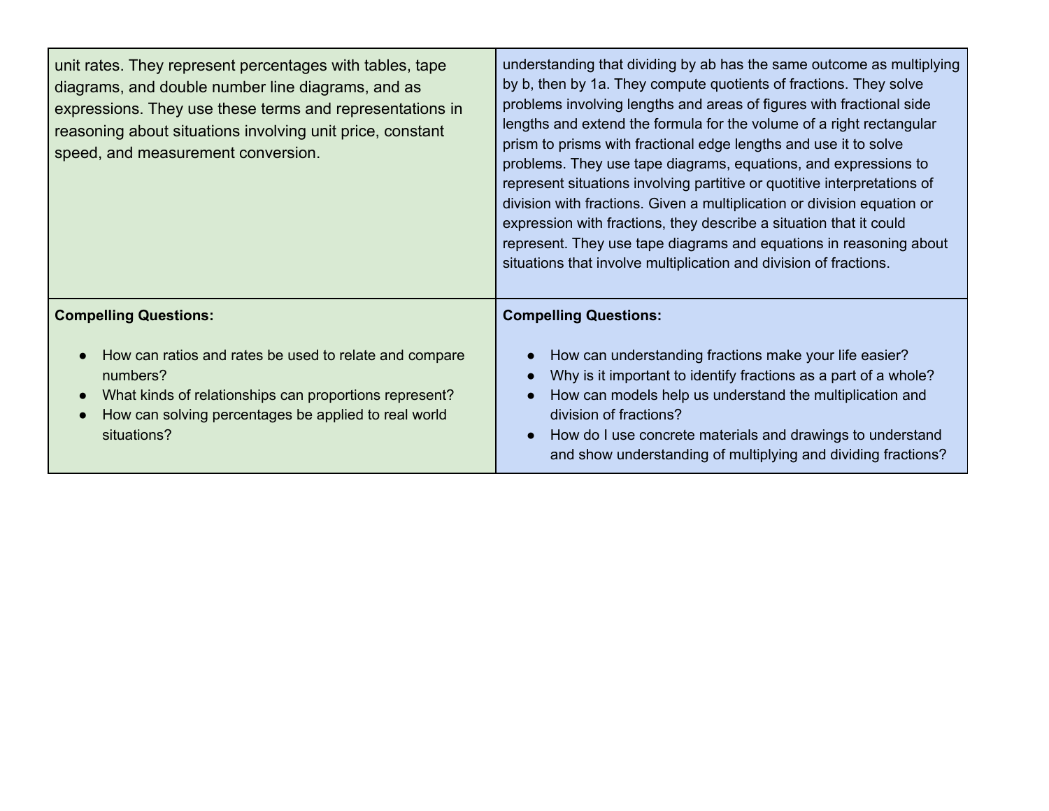| | |
|---|---|
| unit rates. They represent percentages with tables, tape diagrams, and double number line diagrams, and as expressions. They use these terms and representations in reasoning about situations involving unit price, constant speed, and measurement conversion. | understanding that dividing by ab has the same outcome as multiplying by b, then by 1a. They compute quotients of fractions. They solve problems involving lengths and areas of figures with fractional side lengths and extend the formula for the volume of a right rectangular prism to prisms with fractional edge lengths and use it to solve problems. They use tape diagrams, equations, and expressions to represent situations involving partitive or quotitive interpretations of division with fractions. Given a multiplication or division equation or expression with fractions, they describe a situation that it could represent. They use tape diagrams and equations in reasoning about situations that involve multiplication and division of fractions. |
| **Compelling Questions:**<br><br>• How can ratios and rates be used to relate and compare numbers?<br>• What kinds of relationships can proportions represent?<br>• How can solving percentages be applied to real world situations? | **Compelling Questions:**<br><br>• How can understanding fractions make your life easier?<br>• Why is it important to identify fractions as a part of a whole?<br>• How can models help us understand the multiplication and division of fractions?<br>• How do I use concrete materials and drawings to understand and show understanding of multiplying and dividing fractions? |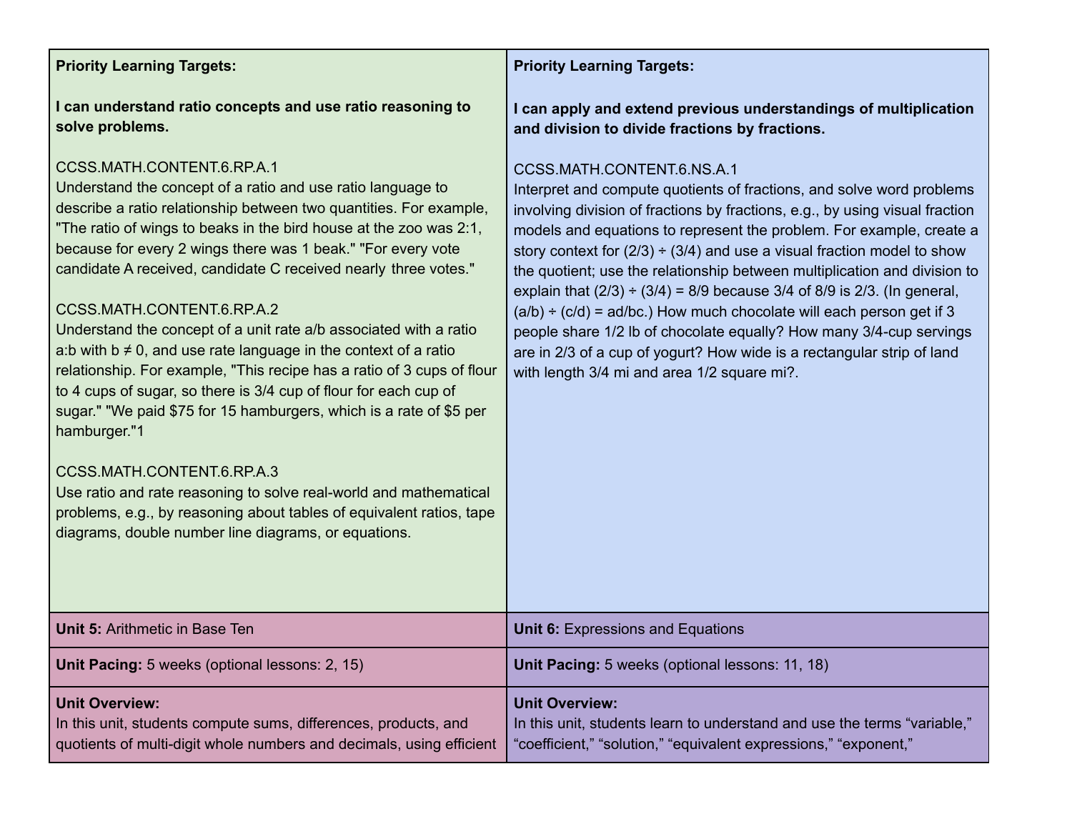| **Priority Learning Targets:**<br><br>**I can understand ratio concepts and use ratio reasoning to solve problems.**<br><br>CCSS.MATH.CONTENT.6.RP.A.1<br>Understand the concept of a ratio and use ratio language to describe a ratio relationship between two quantities. For example, "The ratio of wings to beaks in the bird house at the zoo was 2:1, because for every 2 wings there was 1 beak." "For every vote candidate A received, candidate C received nearly three votes."<br><br>CCSS.MATH.CONTENT.6.RP.A.2<br>Understand the concept of a unit rate a/b associated with a ratio a:b with b ≠ 0, and use rate language in the context of a ratio relationship. For example, "This recipe has a ratio of 3 cups of flour to 4 cups of sugar, so there is 3/4 cup of flour for each cup of sugar." "We paid $75 for 15 hamburgers, which is a rate of $5 per hamburger."1<br><br>CCSS.MATH.CONTENT.6.RP.A.3<br>Use ratio and rate reasoning to solve real-world and mathematical problems, e.g., by reasoning about tables of equivalent ratios, tape diagrams, double number line diagrams, or equations. | **Priority Learning Targets:**<br><br>**I can apply and extend previous understandings of multiplication and division to divide fractions by fractions.**<br><br>CCSS.MATH.CONTENT.6.NS.A.1<br>Interpret and compute quotients of fractions, and solve word problems involving division of fractions by fractions, e.g., by using visual fraction models and equations to represent the problem. For example, create a story context for (2/3) ÷ (3/4) and use a visual fraction model to show the quotient; use the relationship between multiplication and division to explain that (2/3) ÷ (3/4) = 8/9 because 3/4 of 8/9 is 2/3. (In general, (a/b) ÷ (c/d) = ad/bc.) How much chocolate will each person get if 3 people share 1/2 lb of chocolate equally? How many 3/4-cup servings are in 2/3 of a cup of yogurt? How wide is a rectangular strip of land with length 3/4 mi and area 1/2 square mi?. |
|---|---|
| **Unit 5:** Arithmetic in Base Ten | **Unit 6:** Expressions and Equations |
| **Unit Pacing:** 5 weeks (optional lessons: 2, 15) | **Unit Pacing:** 5 weeks (optional lessons: 11, 18) |
| **Unit Overview:**<br>In this unit, students compute sums, differences, products, and quotients of multi-digit whole numbers and decimals, using efficient | **Unit Overview:**<br>In this unit, students learn to understand and use the terms "variable," "coefficient," "solution," "equivalent expressions," "exponent," |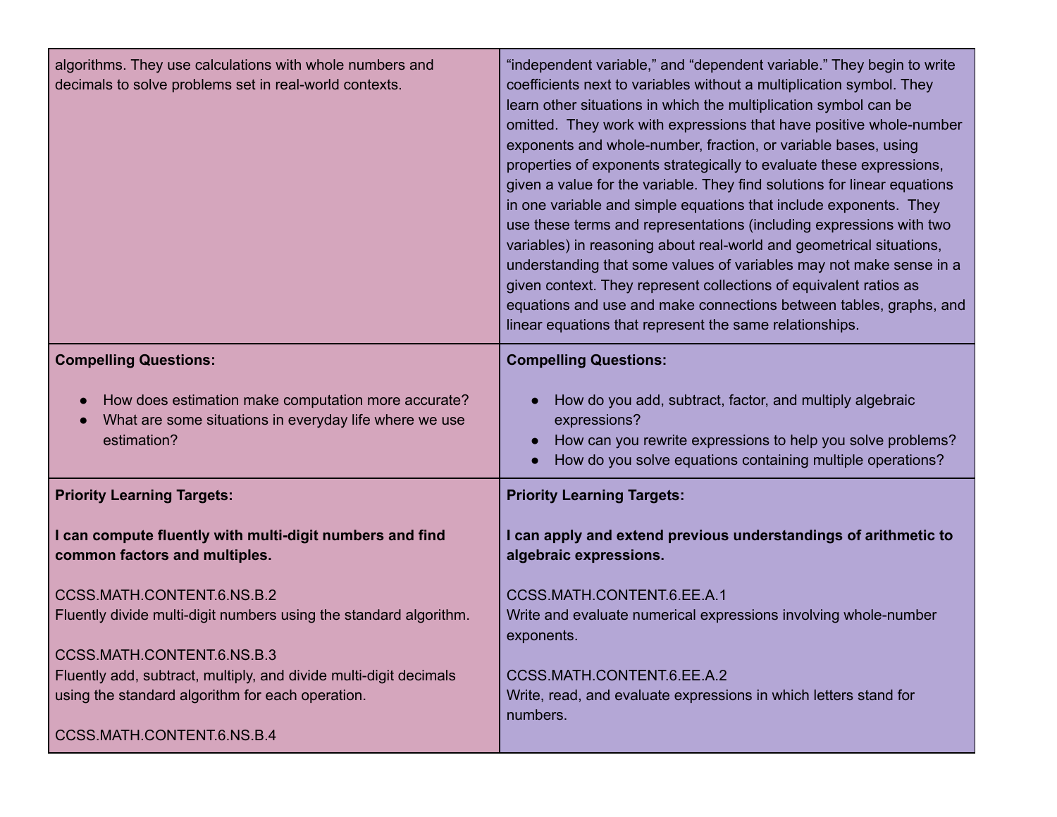| | |
|---|---|
| algorithms. They use calculations with whole numbers and decimals to solve problems set in real-world contexts. | "independent variable," and "dependent variable." They begin to write coefficients next to variables without a multiplication symbol. They learn other situations in which the multiplication symbol can be omitted. They work with expressions that have positive whole-number exponents and whole-number, fraction, or variable bases, using properties of exponents strategically to evaluate these expressions, given a value for the variable. They find solutions for linear equations in one variable and simple equations that include exponents. They use these terms and representations (including expressions with two variables) in reasoning about real-world and geometrical situations, understanding that some values of variables may not make sense in a given context. They represent collections of equivalent ratios as equations and use and make connections between tables, graphs, and linear equations that represent the same relationships. |
| **Compelling Questions:**<br><br>• How does estimation make computation more accurate?<br>• What are some situations in everyday life where we use estimation? | **Compelling Questions:**<br><br>• How do you add, subtract, factor, and multiply algebraic expressions?<br>• How can you rewrite expressions to help you solve problems?<br>• How do you solve equations containing multiple operations? |
| **Priority Learning Targets:**<br><br>**I can compute fluently with multi-digit numbers and find common factors and multiples.**<br><br>CCSS.MATH.CONTENT.6.NS.B.2<br>Fluently divide multi-digit numbers using the standard algorithm.<br><br>CCSS.MATH.CONTENT.6.NS.B.3<br>Fluently add, subtract, multiply, and divide multi-digit decimals using the standard algorithm for each operation.<br><br>CCSS.MATH.CONTENT.6.NS.B.4 | **Priority Learning Targets:**<br><br>**I can apply and extend previous understandings of arithmetic to algebraic expressions.**<br><br>CCSS.MATH.CONTENT.6.EE.A.1<br>Write and evaluate numerical expressions involving whole-number exponents.<br><br>CCSS.MATH.CONTENT.6.EE.A.2<br>Write, read, and evaluate expressions in which letters stand for numbers. |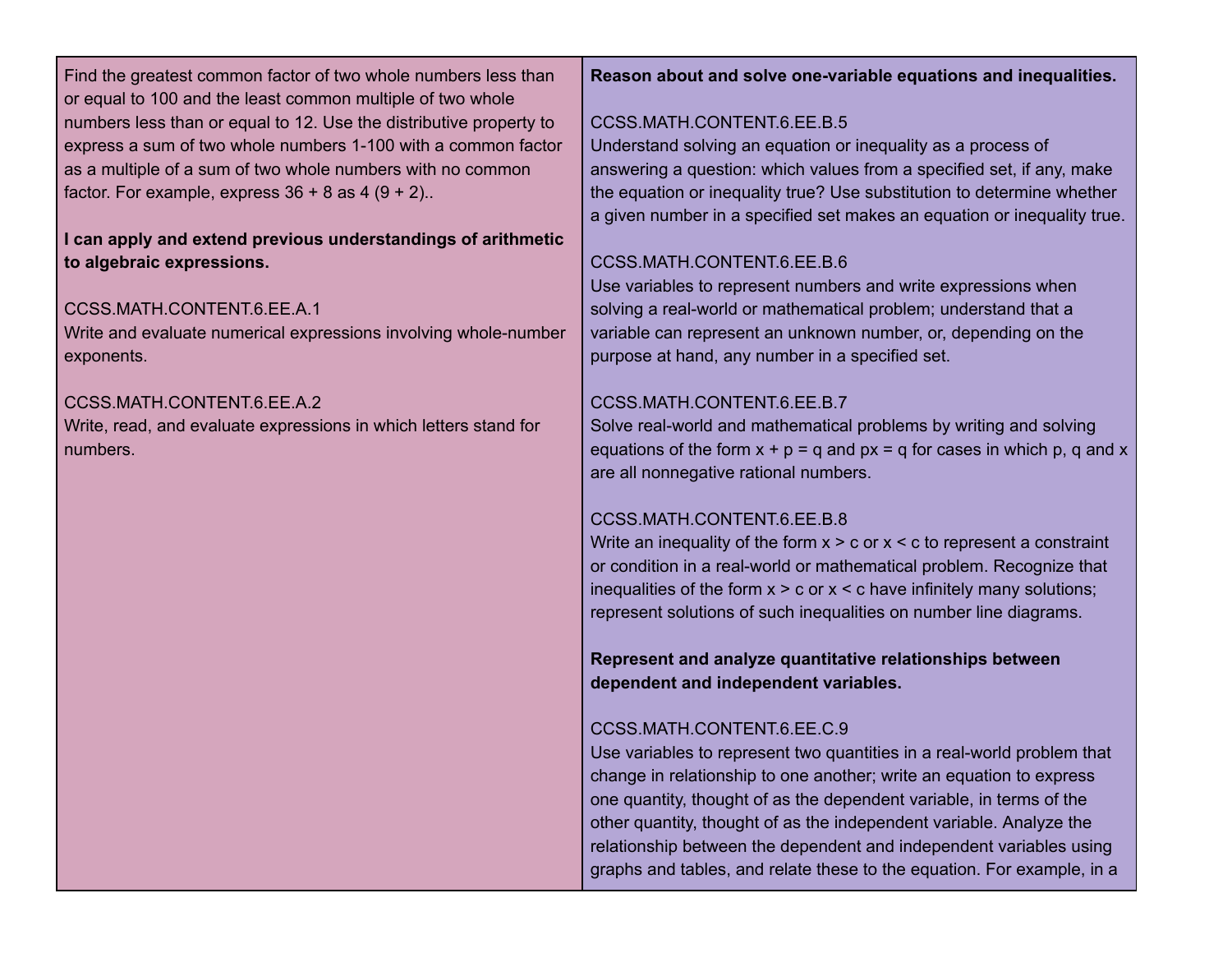| | |
|---|---|
| Find the greatest common factor of two whole numbers less than or equal to 100 and the least common multiple of two whole numbers less than or equal to 12. Use the distributive property to express a sum of two whole numbers 1-100 with a common factor as a multiple of a sum of two whole numbers with no common factor. For example, express 36 + 8 as 4 (9 + 2)..<br><br>**I can apply and extend previous understandings of arithmetic to algebraic expressions.**<br><br>CCSS.MATH.CONTENT.6.EE.A.1<br>Write and evaluate numerical expressions involving whole-number exponents.<br><br>CCSS.MATH.CONTENT.6.EE.A.2<br>Write, read, and evaluate expressions in which letters stand for numbers. | **Reason about and solve one-variable equations and inequalities.**<br><br>CCSS.MATH.CONTENT.6.EE.B.5<br>Understand solving an equation or inequality as a process of answering a question: which values from a specified set, if any, make the equation or inequality true? Use substitution to determine whether a given number in a specified set makes an equation or inequality true.<br><br>CCSS.MATH.CONTENT.6.EE.B.6<br>Use variables to represent numbers and write expressions when solving a real-world or mathematical problem; understand that a variable can represent an unknown number, or, depending on the purpose at hand, any number in a specified set.<br><br>CCSS.MATH.CONTENT.6.EE.B.7<br>Solve real-world and mathematical problems by writing and solving equations of the form $x + p = q$ and $px = q$ for cases in which p, q and x are all nonnegative rational numbers.<br><br>CCSS.MATH.CONTENT.6.EE.B.8<br>Write an inequality of the form $x > c$ or $x < c$ to represent a constraint or condition in a real-world or mathematical problem. Recognize that inequalities of the form $x > c$ or $x < c$ have infinitely many solutions; represent solutions of such inequalities on number line diagrams.<br><br>**Represent and analyze quantitative relationships between dependent and independent variables.**<br><br>CCSS.MATH.CONTENT.6.EE.C.9<br>Use variables to represent two quantities in a real-world problem that change in relationship to one another; write an equation to express one quantity, thought of as the dependent variable, in terms of the other quantity, thought of as the independent variable. Analyze the relationship between the dependent and independent variables using graphs and tables, and relate these to the equation. For example, in a |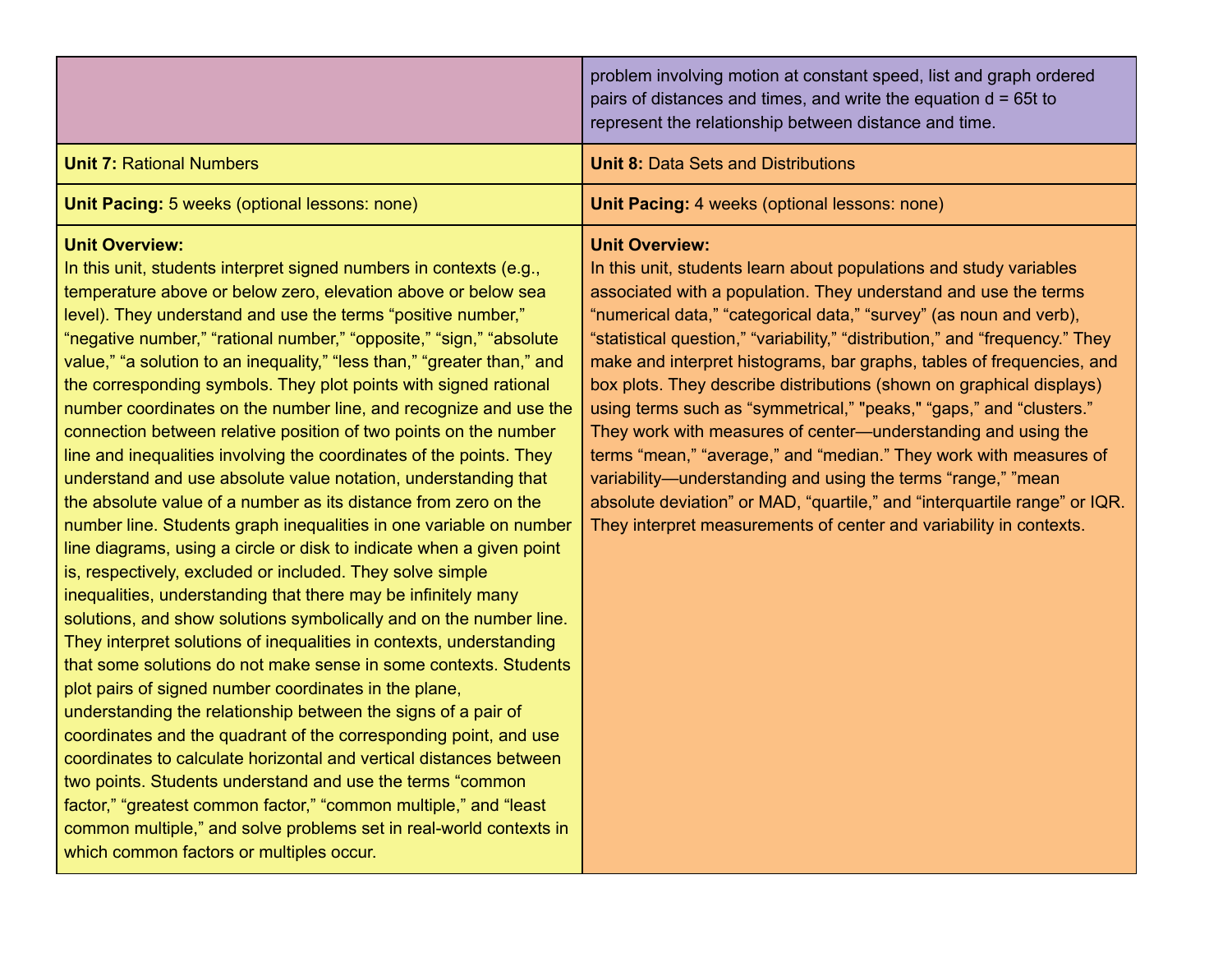| | |
|---|---|
| | problem involving motion at constant speed, list and graph ordered pairs of distances and times, and write the equation d = 65t to represent the relationship between distance and time. |
| **Unit 7:** Rational Numbers | **Unit 8:** Data Sets and Distributions |
| **Unit Pacing:** 5 weeks (optional lessons: none) | **Unit Pacing:** 4 weeks (optional lessons: none) |
| **Unit Overview:** In this unit, students interpret signed numbers in contexts (e.g., temperature above or below zero, elevation above or below sea level). They understand and use the terms "positive number," "negative number," "rational number," "opposite," "sign," "absolute value," "a solution to an inequality," "less than," "greater than," and the corresponding symbols. They plot points with signed rational number coordinates on the number line, and recognize and use the connection between relative position of two points on the number line and inequalities involving the coordinates of the points. They understand and use absolute value notation, understanding that the absolute value of a number as its distance from zero on the number line. Students graph inequalities in one variable on number line diagrams, using a circle or disk to indicate when a given point is, respectively, excluded or included. They solve simple inequalities, understanding that there may be infinitely many solutions, and show solutions symbolically and on the number line. They interpret solutions of inequalities in contexts, understanding that some solutions do not make sense in some contexts. Students plot pairs of signed number coordinates in the plane, understanding the relationship between the signs of a pair of coordinates and the quadrant of the corresponding point, and use coordinates to calculate horizontal and vertical distances between two points. Students understand and use the terms "common factor," "greatest common factor," "common multiple," and "least common multiple," and solve problems set in real-world contexts in which common factors or multiples occur. | **Unit Overview:** In this unit, students learn about populations and study variables associated with a population. They understand and use the terms "numerical data," "categorical data," "survey" (as noun and verb), "statistical question," "variability," "distribution," and "frequency." They make and interpret histograms, bar graphs, tables of frequencies, and box plots. They describe distributions (shown on graphical displays) using terms such as "symmetrical," "peaks," "gaps," and "clusters." They work with measures of center—understanding and using the terms "mean," "average," and "median." They work with measures of variability—understanding and using the terms "range," "mean absolute deviation" or MAD, "quartile," and "interquartile range" or IQR. They interpret measurements of center and variability in contexts. |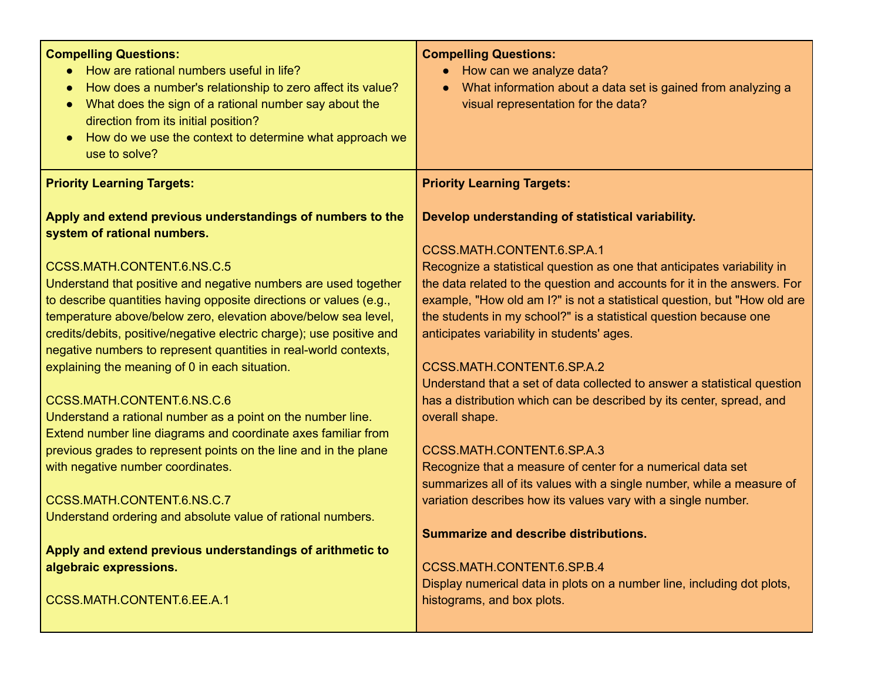| **Compelling Questions:**<br>• How are rational numbers useful in life?<br>• How does a number's relationship to zero affect its value?<br>• What does the sign of a rational number say about the direction from its initial position?<br>• How do we use the context to determine what approach we use to solve? | **Compelling Questions:**<br>• How can we analyze data?<br>• What information about a data set is gained from analyzing a visual representation for the data? |
| --- | --- |
| **Priority Learning Targets:**<br><br>**Apply and extend previous understandings of numbers to the system of rational numbers.**<br><br>CCSS.MATH.CONTENT.6.NS.C.5<br>Understand that positive and negative numbers are used together to describe quantities having opposite directions or values (e.g., temperature above/below zero, elevation above/below sea level, credits/debits, positive/negative electric charge); use positive and negative numbers to represent quantities in real-world contexts, explaining the meaning of 0 in each situation.<br><br>CCSS.MATH.CONTENT.6.NS.C.6<br>Understand a rational number as a point on the number line. Extend number line diagrams and coordinate axes familiar from previous grades to represent points on the line and in the plane with negative number coordinates.<br><br>CCSS.MATH.CONTENT.6.NS.C.7<br>Understand ordering and absolute value of rational numbers.<br><br>**Apply and extend previous understandings of arithmetic to algebraic expressions.**<br><br>CCSS.MATH.CONTENT.6.EE.A.1 | **Priority Learning Targets:**<br><br>**Develop understanding of statistical variability.**<br><br>CCSS.MATH.CONTENT.6.SP.A.1<br>Recognize a statistical question as one that anticipates variability in the data related to the question and accounts for it in the answers. For example, "How old am I?" is not a statistical question, but "How old are the students in my school?" is a statistical question because one anticipates variability in students' ages.<br><br>CCSS.MATH.CONTENT.6.SP.A.2<br>Understand that a set of data collected to answer a statistical question has a distribution which can be described by its center, spread, and overall shape.<br><br>CCSS.MATH.CONTENT.6.SP.A.3<br>Recognize that a measure of center for a numerical data set summarizes all of its values with a single number, while a measure of variation describes how its values vary with a single number.<br><br>**Summarize and describe distributions.**<br><br>CCSS.MATH.CONTENT.6.SP.B.4<br>Display numerical data in plots on a number line, including dot plots, histograms, and box plots. |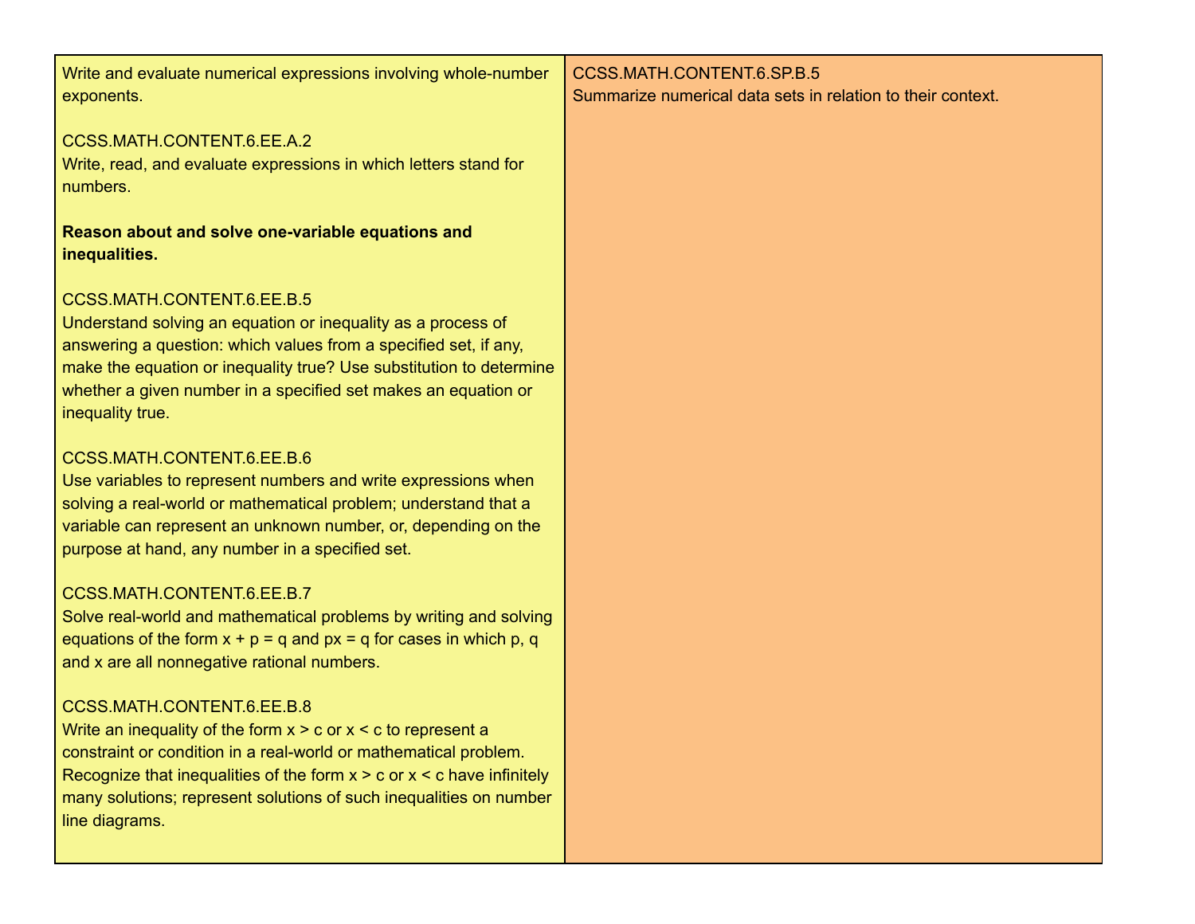| | |
|---|---|
| Write and evaluate numerical expressions involving whole-number exponents.<br><br>CCSS.MATH.CONTENT.6.EE.A.2<br>Write, read, and evaluate expressions in which letters stand for numbers.<br><br>**Reason about and solve one-variable equations and inequalities.**<br><br>CCSS.MATH.CONTENT.6.EE.B.5<br>Understand solving an equation or inequality as a process of answering a question: which values from a specified set, if any, make the equation or inequality true? Use substitution to determine whether a given number in a specified set makes an equation or inequality true.<br><br>CCSS.MATH.CONTENT.6.EE.B.6<br>Use variables to represent numbers and write expressions when solving a real-world or mathematical problem; understand that a variable can represent an unknown number, or, depending on the purpose at hand, any number in a specified set.<br><br>CCSS.MATH.CONTENT.6.EE.B.7<br>Solve real-world and mathematical problems by writing and solving equations of the form $x + p = q$ and $px = q$ for cases in which $p$, $q$ and $x$ are all nonnegative rational numbers.<br><br>CCSS.MATH.CONTENT.6.EE.B.8<br>Write an inequality of the form $x > c$ or $x < c$ to represent a constraint or condition in a real-world or mathematical problem. Recognize that inequalities of the form $x > c$ or $x < c$ have infinitely many solutions; represent solutions of such inequalities on number line diagrams. | CCSS.MATH.CONTENT.6.SP.B.5<br>Summarize numerical data sets in relation to their context. |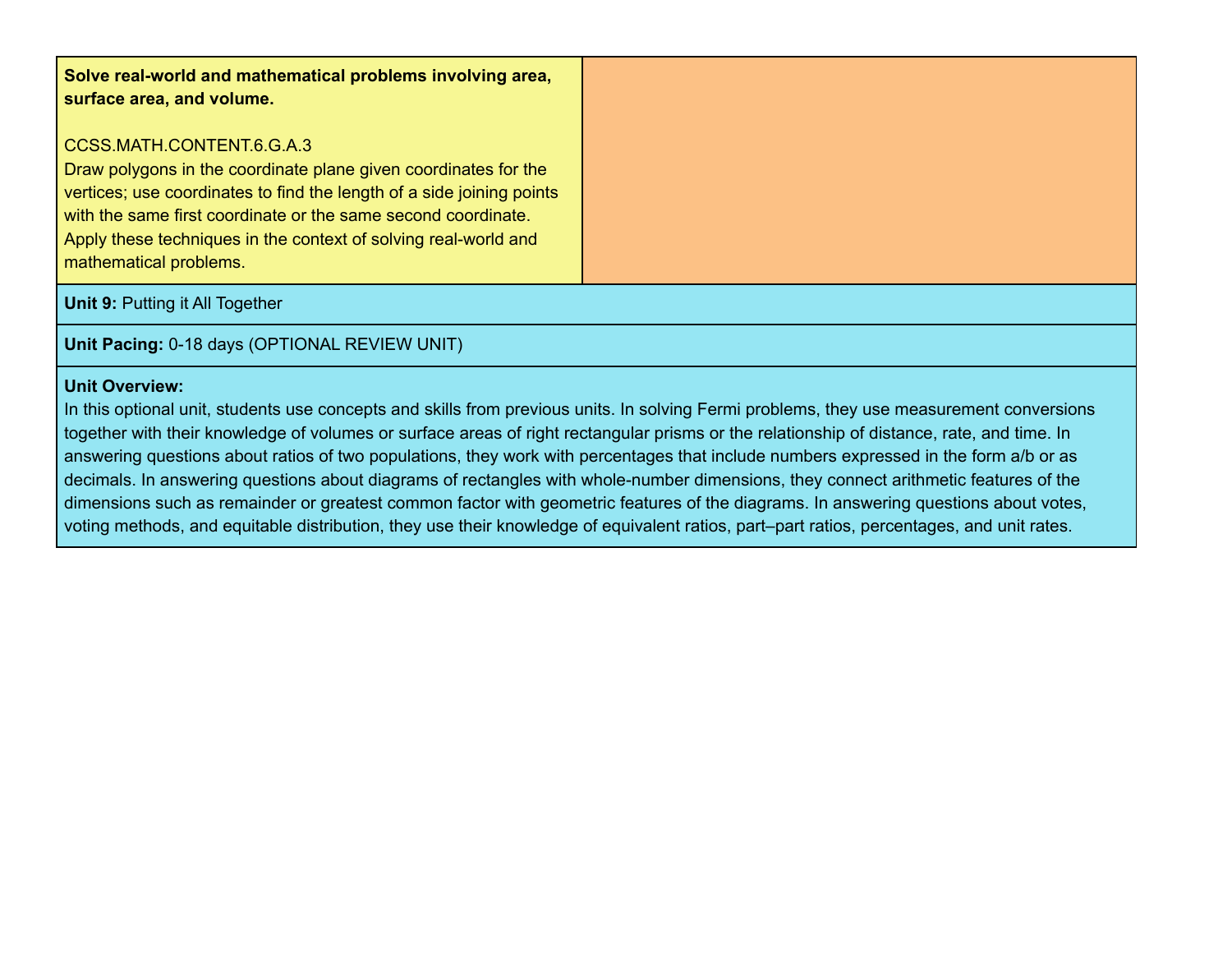| | |
|---|---|
| **Solve real-world and mathematical problems involving area, surface area, and volume.**<br><br>CCSS.MATH.CONTENT.6.G.A.3<br>Draw polygons in the coordinate plane given coordinates for the vertices; use coordinates to find the length of a side joining points with the same first coordinate or the same second coordinate. Apply these techniques in the context of solving real-world and mathematical problems. | |

**Unit 9:** Putting it All Together

**Unit Pacing:** 0-18 days (OPTIONAL REVIEW UNIT)

**Unit Overview:**
In this optional unit, students use concepts and skills from previous units. In solving Fermi problems, they use measurement conversions together with their knowledge of volumes or surface areas of right rectangular prisms or the relationship of distance, rate, and time. In answering questions about ratios of two populations, they work with percentages that include numbers expressed in the form a/b or as decimals. In answering questions about diagrams of rectangles with whole-number dimensions, they connect arithmetic features of the dimensions such as remainder or greatest common factor with geometric features of the diagrams. In answering questions about votes, voting methods, and equitable distribution, they use their knowledge of equivalent ratios, part–part ratios, percentages, and unit rates.